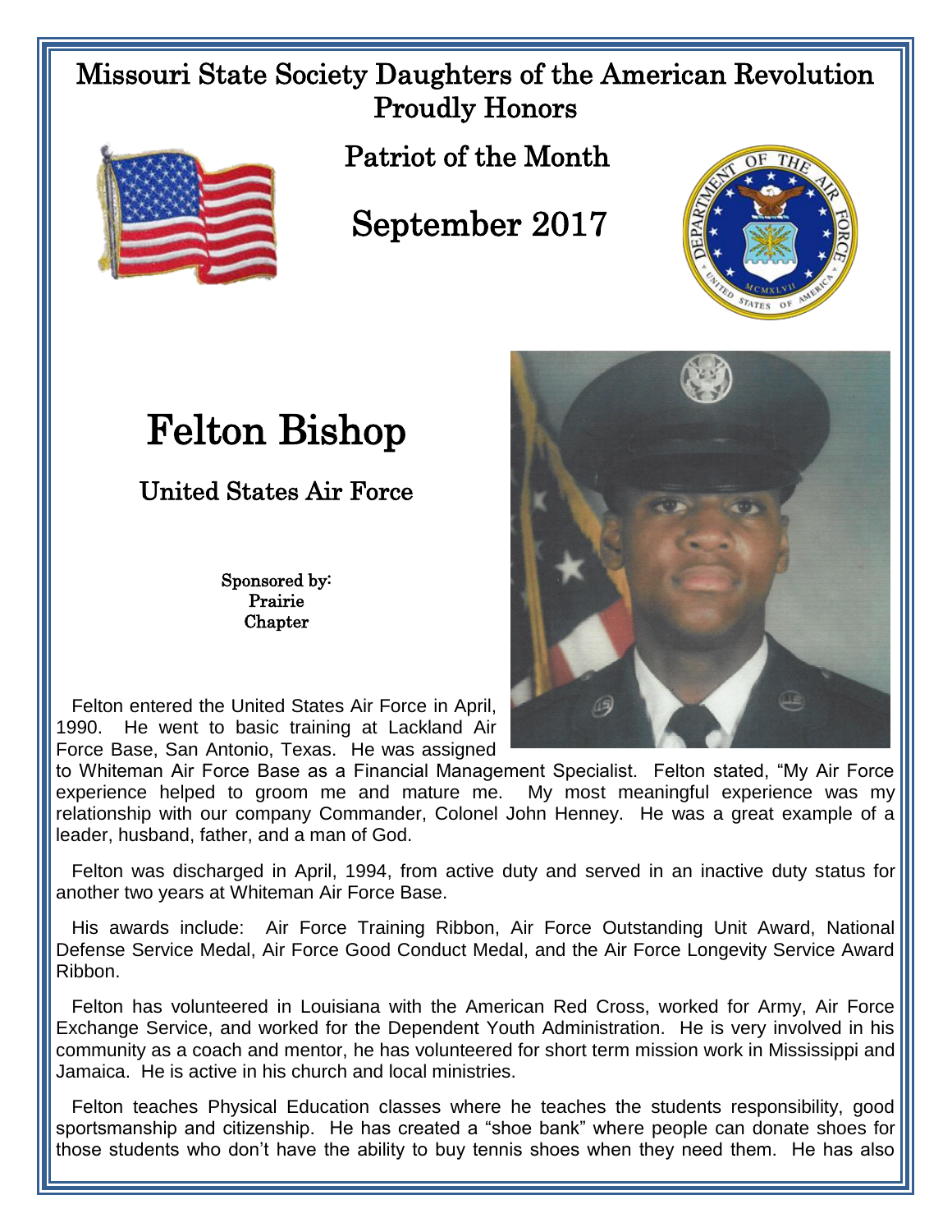Missouri State Society Daughters of the American Revolution Proudly Honors

## Patriot of the Month

## September 2017

# Felton Bishop

### United States Air Force

Sponsored by:
Prairie
Chapter

Felton entered the United States Air Force in April, 1990. He went to basic training at Lackland Air Force Base, San Antonio, Texas. He was assigned to Whiteman Air Force Base as a Financial Management Specialist. Felton stated, "My Air Force experience helped to groom me and mature me. My most meaningful experience was my relationship with our company Commander, Colonel John Henney. He was a great example of a leader, husband, father, and a man of God.

Felton was discharged in April, 1994, from active duty and served in an inactive duty status for another two years at Whiteman Air Force Base.

His awards include: Air Force Training Ribbon, Air Force Outstanding Unit Award, National Defense Service Medal, Air Force Good Conduct Medal, and the Air Force Longevity Service Award Ribbon.

Felton has volunteered in Louisiana with the American Red Cross, worked for Army, Air Force Exchange Service, and worked for the Dependent Youth Administration. He is very involved in his community as a coach and mentor, he has volunteered for short term mission work in Mississippi and Jamaica. He is active in his church and local ministries.

Felton teaches Physical Education classes where he teaches the students responsibility, good sportsmanship and citizenship. He has created a "shoe bank" where people can donate shoes for those students who don't have the ability to buy tennis shoes when they need them. He has also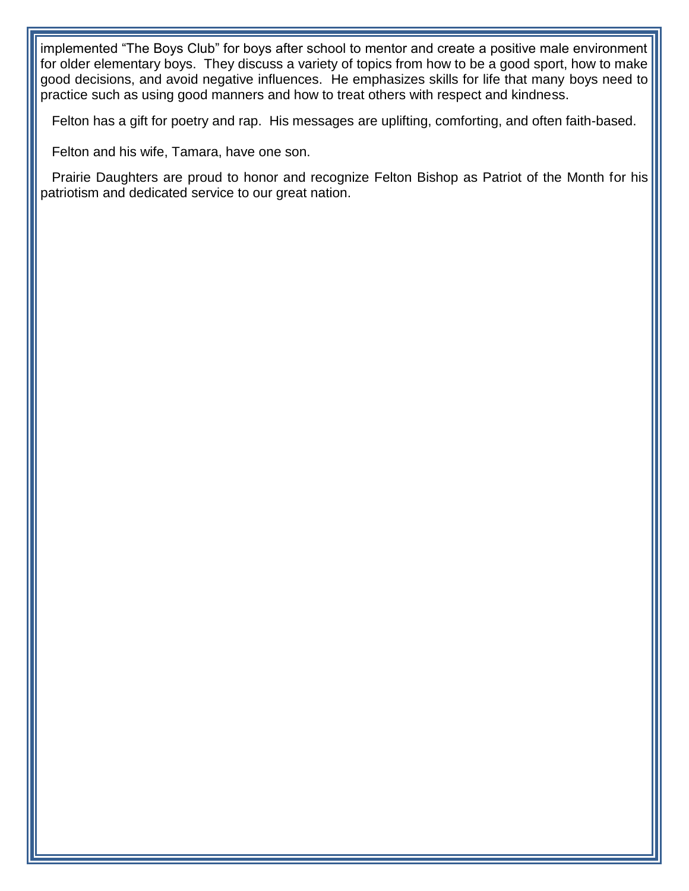implemented "The Boys Club" for boys after school to mentor and create a positive male environment for older elementary boys. They discuss a variety of topics from how to be a good sport, how to make good decisions, and avoid negative influences. He emphasizes skills for life that many boys need to practice such as using good manners and how to treat others with respect and kindness.

Felton has a gift for poetry and rap. His messages are uplifting, comforting, and often faith-based.

Felton and his wife, Tamara, have one son.

Prairie Daughters are proud to honor and recognize Felton Bishop as Patriot of the Month for his patriotism and dedicated service to our great nation.